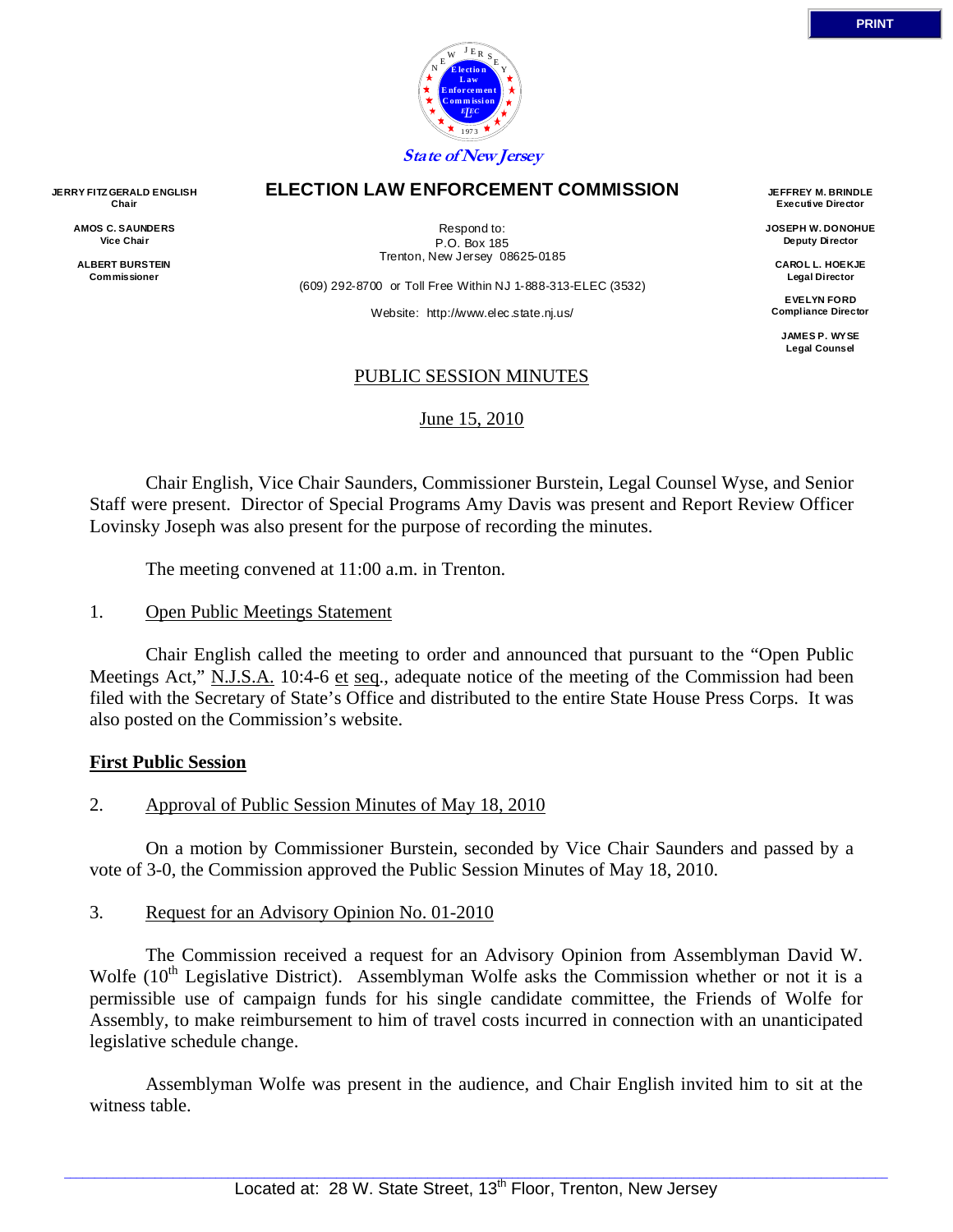PRINT

State of New Jersey

# ELECTION LAW ENFORCEMENT COMMISSION

**JERRY FITZGERALD ENGLISH**
**Chair**

**AMOS C. SAUNDERS**
**Vice Chair**

**ALBERT BURSTEIN**
**Commissioner**

Respond to:
P.O. Box 185
Trenton, New Jersey 08625-0185

(609) 292-8700 or Toll Free Within NJ 1-888-313-ELEC (3532)

Website: http://www.elec.state.nj.us/

**JEFFREY M. BRINDLE**
**Executive Director**

**JOSEPH W. DONOHUE**
**Deputy Director**

**CAROL L. HOEKJE**
**Legal Director**

**EVELYN FORD**
**Compliance Director**

**JAMES P. WYSE**
**Legal Counsel**

PUBLIC SESSION MINUTES

June 15, 2010

Chair English, Vice Chair Saunders, Commissioner Burstein, Legal Counsel Wyse, and Senior Staff were present. Director of Special Programs Amy Davis was present and Report Review Officer Lovinsky Joseph was also present for the purpose of recording the minutes.

The meeting convened at 11:00 a.m. in Trenton.

1. Open Public Meetings Statement

Chair English called the meeting to order and announced that pursuant to the "Open Public Meetings Act," N.J.S.A. 10:4-6 et seq., adequate notice of the meeting of the Commission had been filed with the Secretary of State's Office and distributed to the entire State House Press Corps. It was also posted on the Commission's website.

**First Public Session**

2. Approval of Public Session Minutes of May 18, 2010

On a motion by Commissioner Burstein, seconded by Vice Chair Saunders and passed by a vote of 3-0, the Commission approved the Public Session Minutes of May 18, 2010.

3. Request for an Advisory Opinion No. 01-2010

The Commission received a request for an Advisory Opinion from Assemblyman David W. Wolfe (10th Legislative District). Assemblyman Wolfe asks the Commission whether or not it is a permissible use of campaign funds for his single candidate committee, the Friends of Wolfe for Assembly, to make reimbursement to him of travel costs incurred in connection with an unanticipated legislative schedule change.

Assemblyman Wolfe was present in the audience, and Chair English invited him to sit at the witness table.

Located at: 28 W. State Street, 13th Floor, Trenton, New Jersey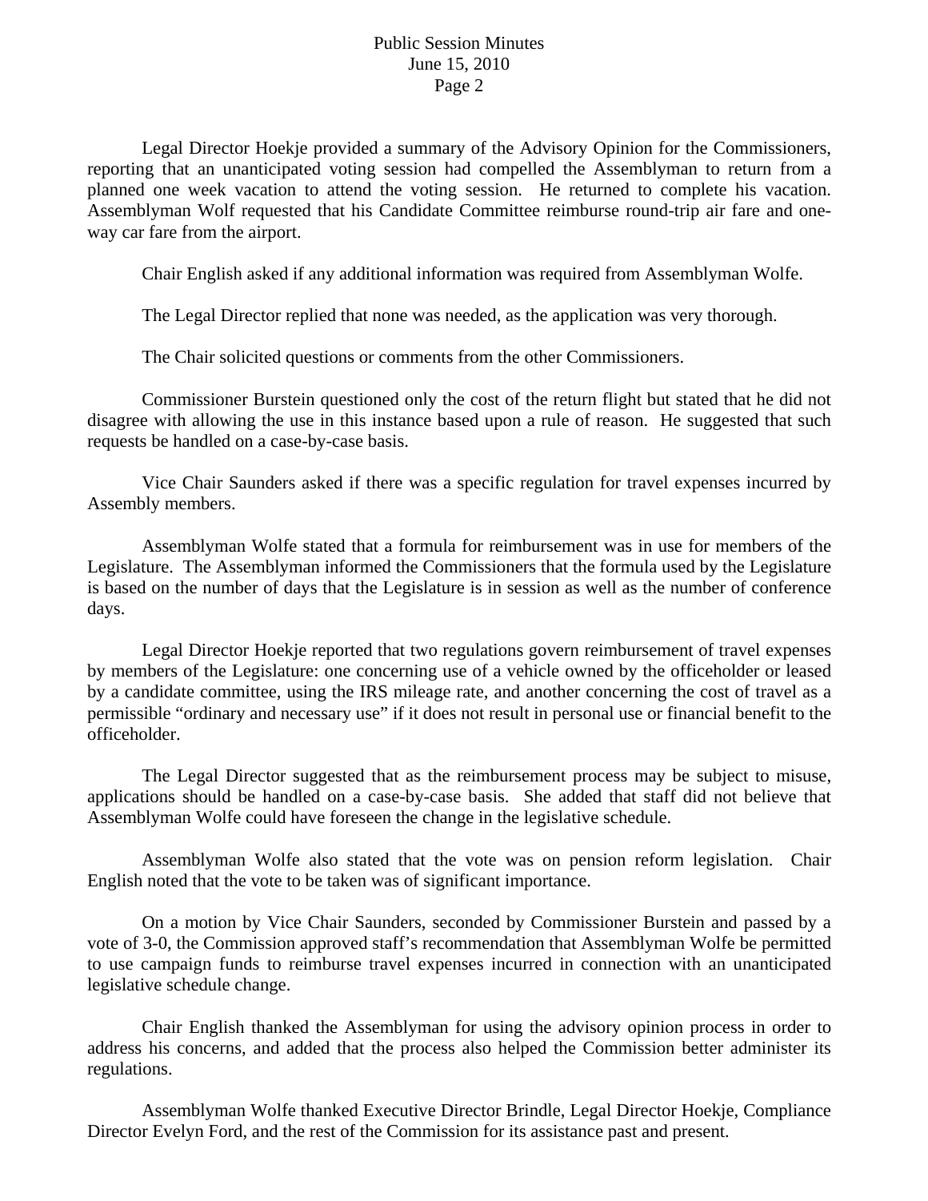Legal Director Hoekje provided a summary of the Advisory Opinion for the Commissioners, reporting that an unanticipated voting session had compelled the Assemblyman to return from a planned one week vacation to attend the voting session. He returned to complete his vacation. Assemblyman Wolf requested that his Candidate Committee reimburse round-trip air fare and one-way car fare from the airport.

Chair English asked if any additional information was required from Assemblyman Wolfe.

The Legal Director replied that none was needed, as the application was very thorough.

The Chair solicited questions or comments from the other Commissioners.

Commissioner Burstein questioned only the cost of the return flight but stated that he did not disagree with allowing the use in this instance based upon a rule of reason. He suggested that such requests be handled on a case-by-case basis.

Vice Chair Saunders asked if there was a specific regulation for travel expenses incurred by Assembly members.

Assemblyman Wolfe stated that a formula for reimbursement was in use for members of the Legislature. The Assemblyman informed the Commissioners that the formula used by the Legislature is based on the number of days that the Legislature is in session as well as the number of conference days.

Legal Director Hoekje reported that two regulations govern reimbursement of travel expenses by members of the Legislature: one concerning use of a vehicle owned by the officeholder or leased by a candidate committee, using the IRS mileage rate, and another concerning the cost of travel as a permissible "ordinary and necessary use" if it does not result in personal use or financial benefit to the officeholder.

The Legal Director suggested that as the reimbursement process may be subject to misuse, applications should be handled on a case-by-case basis. She added that staff did not believe that Assemblyman Wolfe could have foreseen the change in the legislative schedule.

Assemblyman Wolfe also stated that the vote was on pension reform legislation. Chair English noted that the vote to be taken was of significant importance.

On a motion by Vice Chair Saunders, seconded by Commissioner Burstein and passed by a vote of 3-0, the Commission approved staff's recommendation that Assemblyman Wolfe be permitted to use campaign funds to reimburse travel expenses incurred in connection with an unanticipated legislative schedule change.

Chair English thanked the Assemblyman for using the advisory opinion process in order to address his concerns, and added that the process also helped the Commission better administer its regulations.

Assemblyman Wolfe thanked Executive Director Brindle, Legal Director Hoekje, Compliance Director Evelyn Ford, and the rest of the Commission for its assistance past and present.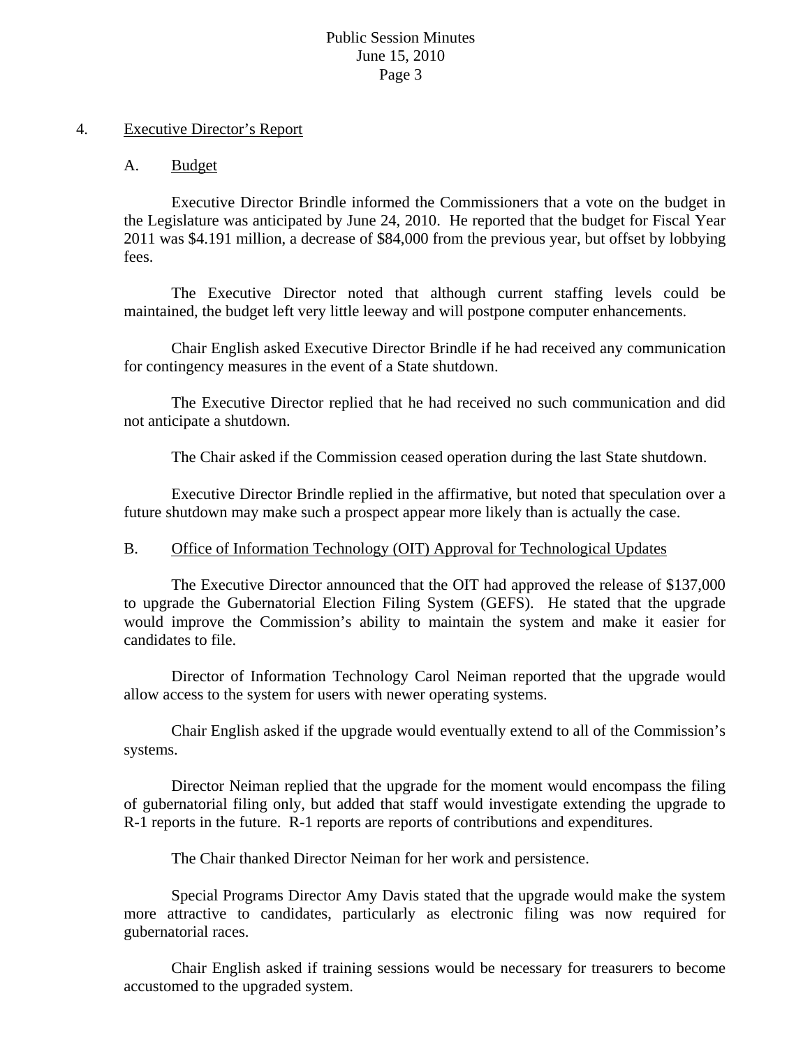## 4. Executive Director's Report

### A. Budget

Executive Director Brindle informed the Commissioners that a vote on the budget in the Legislature was anticipated by June 24, 2010. He reported that the budget for Fiscal Year 2011 was $4.191 million, a decrease of $84,000 from the previous year, but offset by lobbying fees.

The Executive Director noted that although current staffing levels could be maintained, the budget left very little leeway and will postpone computer enhancements.

Chair English asked Executive Director Brindle if he had received any communication for contingency measures in the event of a State shutdown.

The Executive Director replied that he had received no such communication and did not anticipate a shutdown.

The Chair asked if the Commission ceased operation during the last State shutdown.

Executive Director Brindle replied in the affirmative, but noted that speculation over a future shutdown may make such a prospect appear more likely than is actually the case.

### B. Office of Information Technology (OIT) Approval for Technological Updates

The Executive Director announced that the OIT had approved the release of $137,000 to upgrade the Gubernatorial Election Filing System (GEFS). He stated that the upgrade would improve the Commission's ability to maintain the system and make it easier for candidates to file.

Director of Information Technology Carol Neiman reported that the upgrade would allow access to the system for users with newer operating systems.

Chair English asked if the upgrade would eventually extend to all of the Commission's systems.

Director Neiman replied that the upgrade for the moment would encompass the filing of gubernatorial filing only, but added that staff would investigate extending the upgrade to R-1 reports in the future. R-1 reports are reports of contributions and expenditures.

The Chair thanked Director Neiman for her work and persistence.

Special Programs Director Amy Davis stated that the upgrade would make the system more attractive to candidates, particularly as electronic filing was now required for gubernatorial races.

Chair English asked if training sessions would be necessary for treasurers to become accustomed to the upgraded system.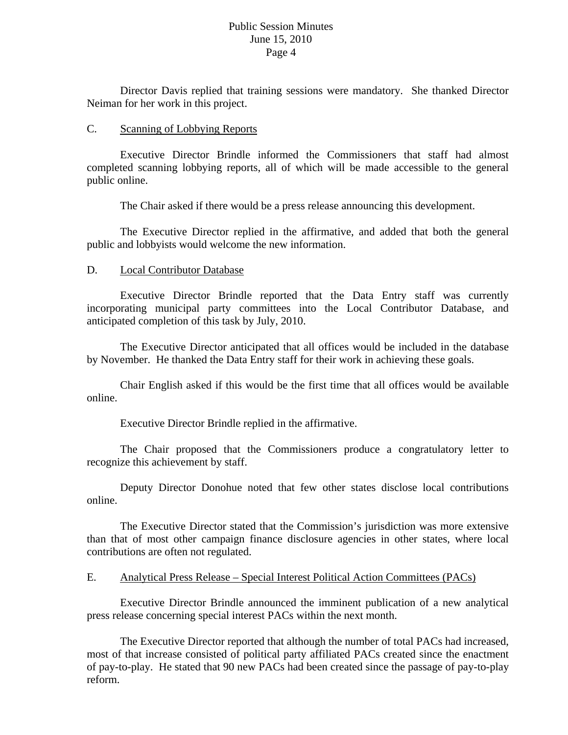Director Davis replied that training sessions were mandatory. She thanked Director Neiman for her work in this project.

C. <u>Scanning of Lobbying Reports</u>

Executive Director Brindle informed the Commissioners that staff had almost completed scanning lobbying reports, all of which will be made accessible to the general public online.

The Chair asked if there would be a press release announcing this development.

The Executive Director replied in the affirmative, and added that both the general public and lobbyists would welcome the new information.

D. <u>Local Contributor Database</u>

Executive Director Brindle reported that the Data Entry staff was currently incorporating municipal party committees into the Local Contributor Database, and anticipated completion of this task by July, 2010.

The Executive Director anticipated that all offices would be included in the database by November. He thanked the Data Entry staff for their work in achieving these goals.

Chair English asked if this would be the first time that all offices would be available online.

Executive Director Brindle replied in the affirmative.

The Chair proposed that the Commissioners produce a congratulatory letter to recognize this achievement by staff.

Deputy Director Donohue noted that few other states disclose local contributions online.

The Executive Director stated that the Commission's jurisdiction was more extensive than that of most other campaign finance disclosure agencies in other states, where local contributions are often not regulated.

E. <u>Analytical Press Release – Special Interest Political Action Committees (PACs)</u>

Executive Director Brindle announced the imminent publication of a new analytical press release concerning special interest PACs within the next month.

The Executive Director reported that although the number of total PACs had increased, most of that increase consisted of political party affiliated PACs created since the enactment of pay-to-play. He stated that 90 new PACs had been created since the passage of pay-to-play reform.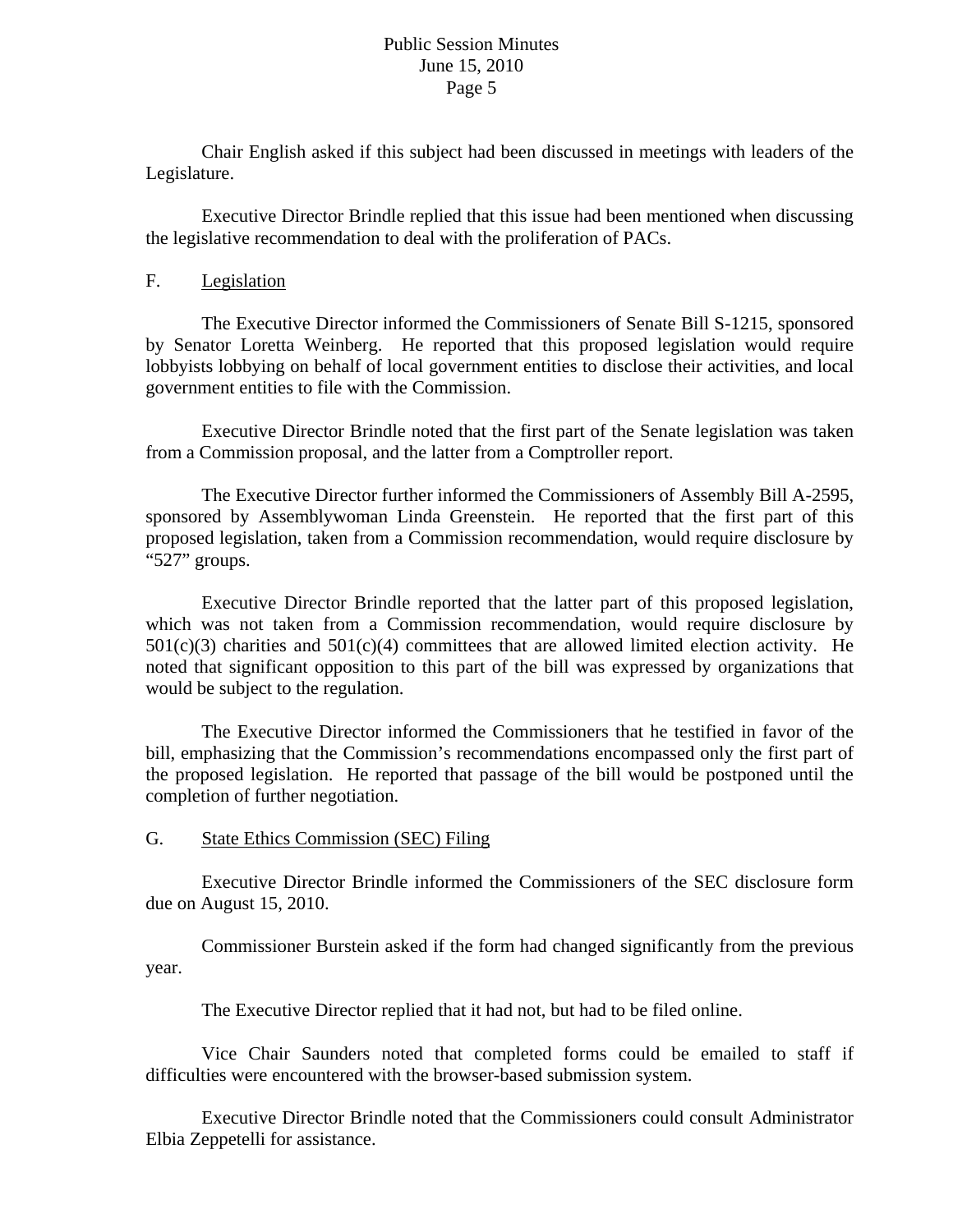Chair English asked if this subject had been discussed in meetings with leaders of the Legislature.

Executive Director Brindle replied that this issue had been mentioned when discussing the legislative recommendation to deal with the proliferation of PACs.

F. Legislation

The Executive Director informed the Commissioners of Senate Bill S-1215, sponsored by Senator Loretta Weinberg. He reported that this proposed legislation would require lobbyists lobbying on behalf of local government entities to disclose their activities, and local government entities to file with the Commission.

Executive Director Brindle noted that the first part of the Senate legislation was taken from a Commission proposal, and the latter from a Comptroller report.

The Executive Director further informed the Commissioners of Assembly Bill A-2595, sponsored by Assemblywoman Linda Greenstein. He reported that the first part of this proposed legislation, taken from a Commission recommendation, would require disclosure by "527" groups.

Executive Director Brindle reported that the latter part of this proposed legislation, which was not taken from a Commission recommendation, would require disclosure by 501(c)(3) charities and 501(c)(4) committees that are allowed limited election activity. He noted that significant opposition to this part of the bill was expressed by organizations that would be subject to the regulation.

The Executive Director informed the Commissioners that he testified in favor of the bill, emphasizing that the Commission's recommendations encompassed only the first part of the proposed legislation. He reported that passage of the bill would be postponed until the completion of further negotiation.

G. State Ethics Commission (SEC) Filing

Executive Director Brindle informed the Commissioners of the SEC disclosure form due on August 15, 2010.

Commissioner Burstein asked if the form had changed significantly from the previous year.

The Executive Director replied that it had not, but had to be filed online.

Vice Chair Saunders noted that completed forms could be emailed to staff if difficulties were encountered with the browser-based submission system.

Executive Director Brindle noted that the Commissioners could consult Administrator Elbia Zeppetelli for assistance.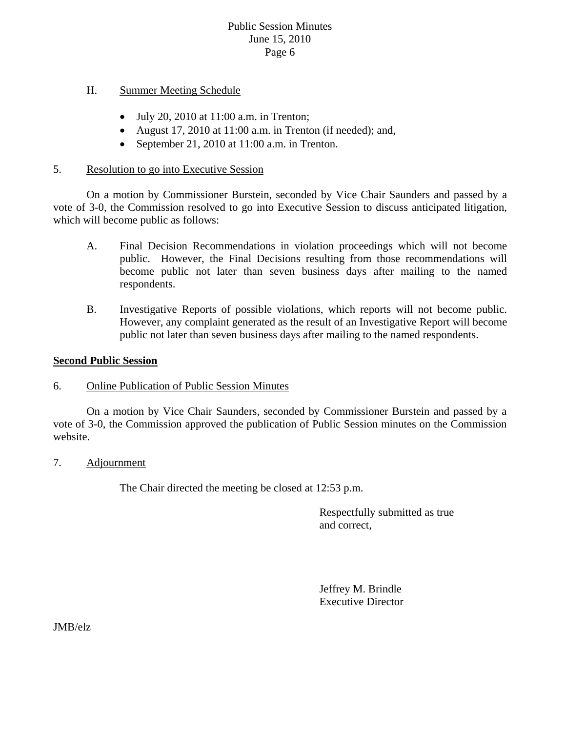H. Summer Meeting Schedule

- July 20, 2010 at 11:00 a.m. in Trenton;
- August 17, 2010 at 11:00 a.m. in Trenton (if needed); and,
- September 21, 2010 at 11:00 a.m. in Trenton.

5. Resolution to go into Executive Session

On a motion by Commissioner Burstein, seconded by Vice Chair Saunders and passed by a vote of 3-0, the Commission resolved to go into Executive Session to discuss anticipated litigation, which will become public as follows:

A. Final Decision Recommendations in violation proceedings which will not become public. However, the Final Decisions resulting from those recommendations will become public not later than seven business days after mailing to the named respondents.

B. Investigative Reports of possible violations, which reports will not become public. However, any complaint generated as the result of an Investigative Report will become public not later than seven business days after mailing to the named respondents.

**Second Public Session**

6. Online Publication of Public Session Minutes

On a motion by Vice Chair Saunders, seconded by Commissioner Burstein and passed by a vote of 3-0, the Commission approved the publication of Public Session minutes on the Commission website.

7. Adjournment

The Chair directed the meeting be closed at 12:53 p.m.

Respectfully submitted as true and correct,

Jeffrey M. Brindle
Executive Director

JMB/elz